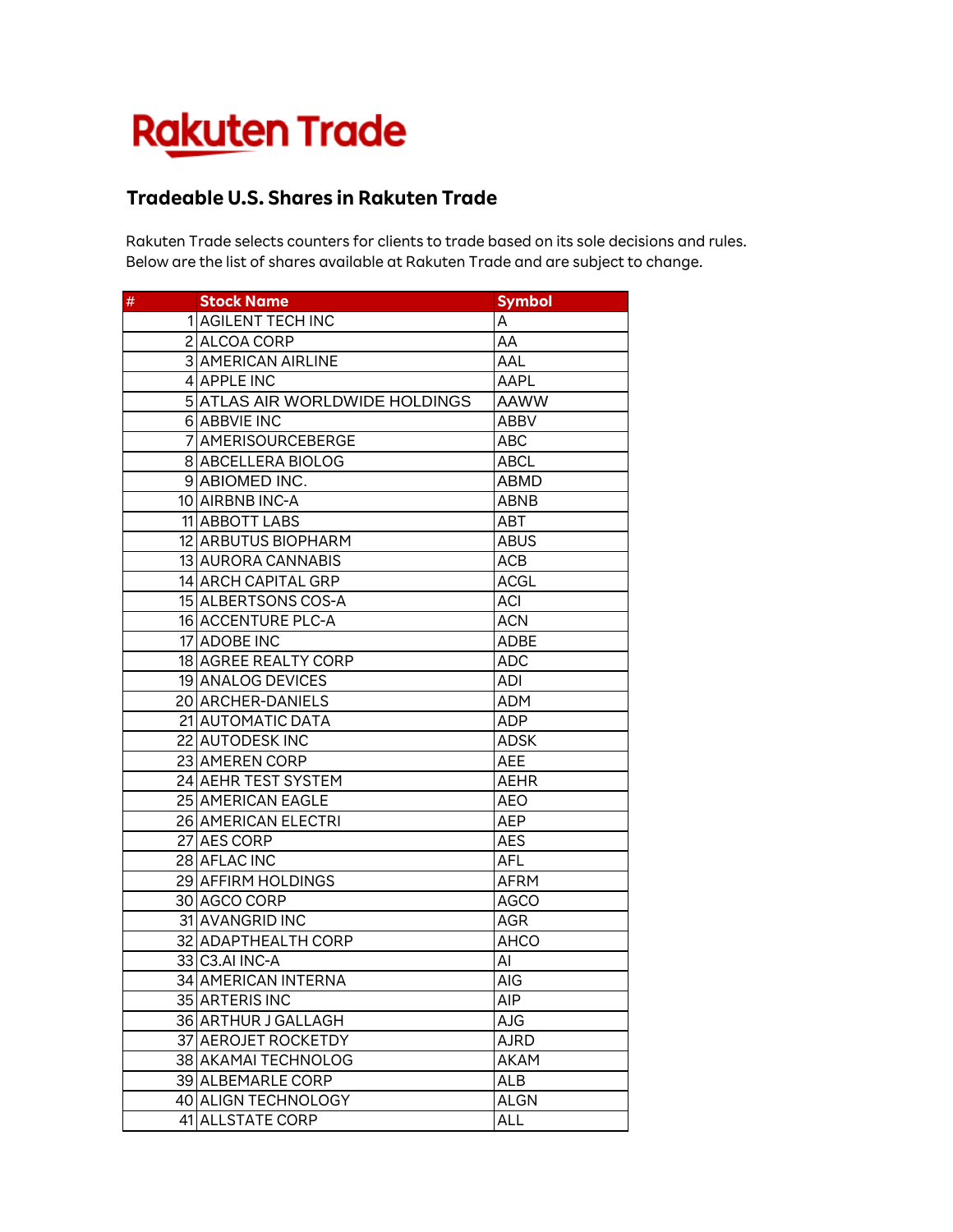Rakuten Trade

## Tradeable U.S. Shares in Rakuten Trade

Rakuten Trade selects counters for clients to trade based on its sole decisions and rules.
Below are the list of shares available at Rakuten Trade and are subject to change.

| # | Stock Name | Symbol |
|---|---|---|
| 1 | AGILENT TECH INC | A |
| 2 | ALCOA CORP | AA |
| 3 | AMERICAN AIRLINE | AAL |
| 4 | APPLE INC | AAPL |
| 5 | ATLAS AIR WORLDWIDE HOLDINGS | AAWW |
| 6 | ABBVIE INC | ABBV |
| 7 | AMERISOURCEBERGE | ABC |
| 8 | ABCELLERA BIOLOG | ABCL |
| 9 | ABIOMED INC. | ABMD |
| 10 | AIRBNB INC-A | ABNB |
| 11 | ABBOTT LABS | ABT |
| 12 | ARBUTUS BIOPHARM | ABUS |
| 13 | AURORA CANNABIS | ACB |
| 14 | ARCH CAPITAL GRP | ACGL |
| 15 | ALBERTSONS COS-A | ACI |
| 16 | ACCENTURE PLC-A | ACN |
| 17 | ADOBE INC | ADBE |
| 18 | AGREE REALTY CORP | ADC |
| 19 | ANALOG DEVICES | ADI |
| 20 | ARCHER-DANIELS | ADM |
| 21 | AUTOMATIC DATA | ADP |
| 22 | AUTODESK INC | ADSK |
| 23 | AMEREN CORP | AEE |
| 24 | AEHR TEST SYSTEM | AEHR |
| 25 | AMERICAN EAGLE | AEO |
| 26 | AMERICAN ELECTRI | AEP |
| 27 | AES CORP | AES |
| 28 | AFLAC INC | AFL |
| 29 | AFFIRM HOLDINGS | AFRM |
| 30 | AGCO CORP | AGCO |
| 31 | AVANGRID INC | AGR |
| 32 | ADAPTHEALTH CORP | AHCO |
| 33 | C3.AI INC-A | AI |
| 34 | AMERICAN INTERNA | AIG |
| 35 | ARTERIS INC | AIP |
| 36 | ARTHUR J GALLAGH | AJG |
| 37 | AEROJET ROCKETDY | AJRD |
| 38 | AKAMAI TECHNOLOG | AKAM |
| 39 | ALBEMARLE CORP | ALB |
| 40 | ALIGN TECHNOLOGY | ALGN |
| 41 | ALLSTATE CORP | ALL |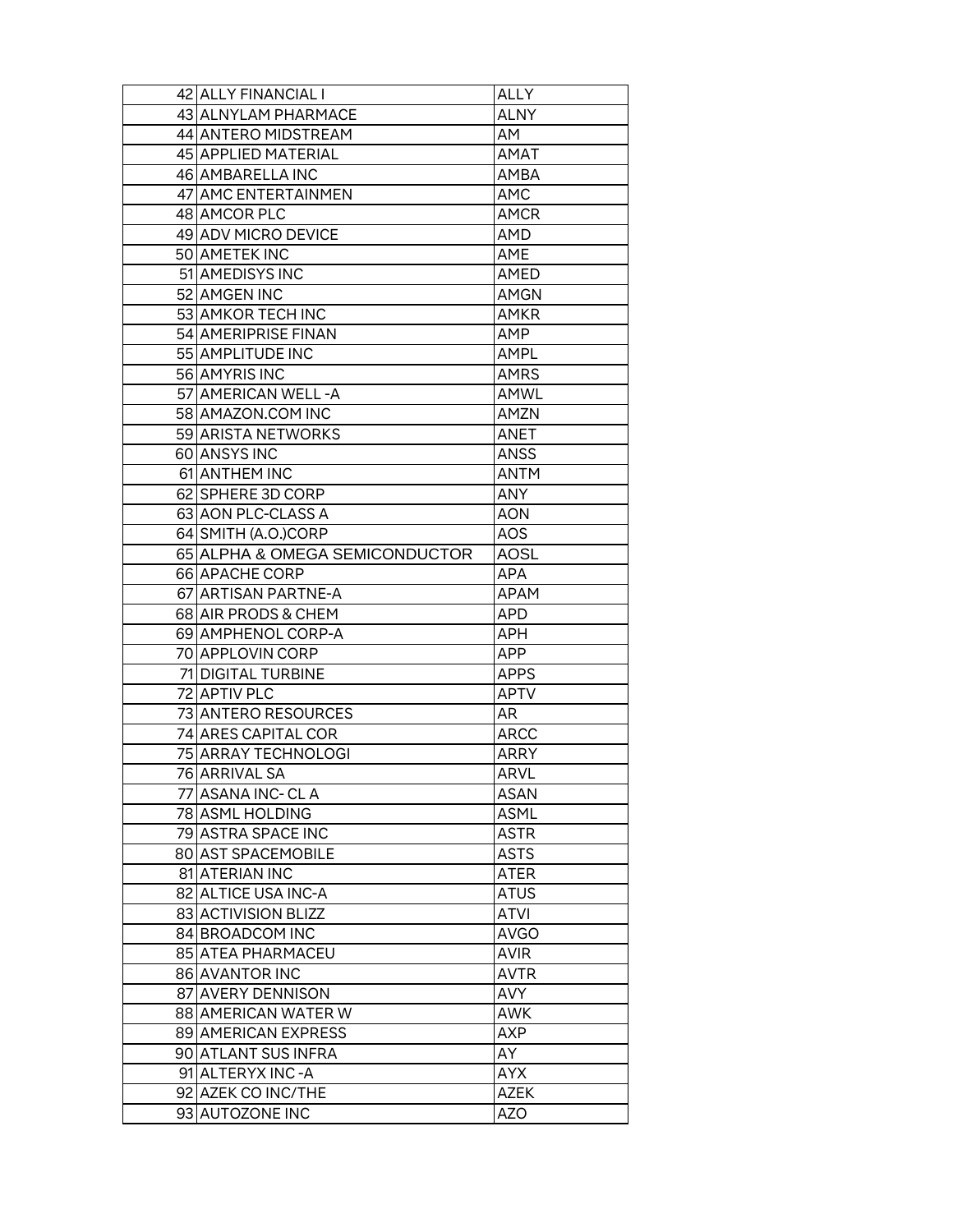| | | |
|---|---|---|
| 42 | ALLY FINANCIAL I | ALLY |
| 43 | ALNYLAM PHARMACE | ALNY |
| 44 | ANTERO MIDSTREAM | AM |
| 45 | APPLIED MATERIAL | AMAT |
| 46 | AMBARELLA INC | AMBA |
| 47 | AMC ENTERTAINMEN | AMC |
| 48 | AMCOR PLC | AMCR |
| 49 | ADV MICRO DEVICE | AMD |
| 50 | AMETEK INC | AME |
| 51 | AMEDISYS INC | AMED |
| 52 | AMGEN INC | AMGN |
| 53 | AMKOR TECH INC | AMKR |
| 54 | AMERIPRISE FINAN | AMP |
| 55 | AMPLITUDE INC | AMPL |
| 56 | AMYRIS INC | AMRS |
| 57 | AMERICAN WELL -A | AMWL |
| 58 | AMAZON.COM INC | AMZN |
| 59 | ARISTA NETWORKS | ANET |
| 60 | ANSYS INC | ANSS |
| 61 | ANTHEM INC | ANTM |
| 62 | SPHERE 3D CORP | ANY |
| 63 | AON PLC-CLASS A | AON |
| 64 | SMITH (A.O.)CORP | AOS |
| 65 | ALPHA & OMEGA SEMICONDUCTOR | AOSL |
| 66 | APACHE CORP | APA |
| 67 | ARTISAN PARTNE-A | APAM |
| 68 | AIR PRODS & CHEM | APD |
| 69 | AMPHENOL CORP-A | APH |
| 70 | APPLOVIN CORP | APP |
| 71 | DIGITAL TURBINE | APPS |
| 72 | APTIV PLC | APTV |
| 73 | ANTERO RESOURCES | AR |
| 74 | ARES CAPITAL COR | ARCC |
| 75 | ARRAY TECHNOLOGI | ARRY |
| 76 | ARRIVAL SA | ARVL |
| 77 | ASANA INC- CL A | ASAN |
| 78 | ASML HOLDING | ASML |
| 79 | ASTRA SPACE INC | ASTR |
| 80 | AST SPACEMOBILE | ASTS |
| 81 | ATERIAN INC | ATER |
| 82 | ALTICE USA INC-A | ATUS |
| 83 | ACTIVISION BLIZZ | ATVI |
| 84 | BROADCOM INC | AVGO |
| 85 | ATEA PHARMACEU | AVIR |
| 86 | AVANTOR INC | AVTR |
| 87 | AVERY DENNISON | AVY |
| 88 | AMERICAN WATER W | AWK |
| 89 | AMERICAN EXPRESS | AXP |
| 90 | ATLANT SUS INFRA | AY |
| 91 | ALTERYX INC -A | AYX |
| 92 | AZEK CO INC/THE | AZEK |
| 93 | AUTOZONE INC | AZO |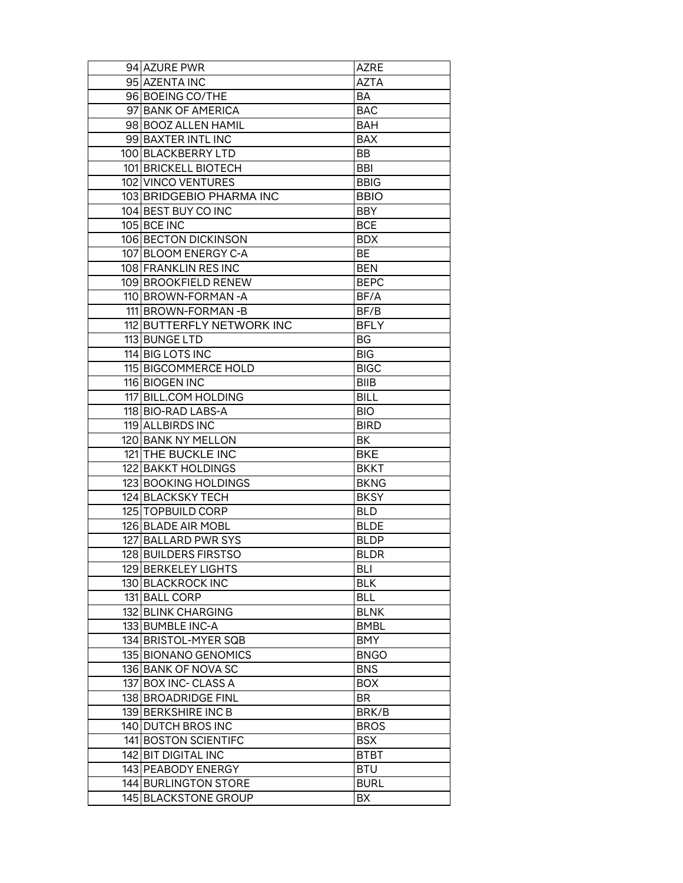| | | |
|---|---|---|
| 94 | AZURE PWR | AZRE |
| 95 | AZENTA INC | AZTA |
| 96 | BOEING CO/THE | BA |
| 97 | BANK OF AMERICA | BAC |
| 98 | BOOZ ALLEN HAMIL | BAH |
| 99 | BAXTER INTL INC | BAX |
| 100 | BLACKBERRY LTD | BB |
| 101 | BRICKELL BIOTECH | BBI |
| 102 | VINCO VENTURES | BBIG |
| 103 | BRIDGEBIO PHARMA INC | BBIO |
| 104 | BEST BUY CO INC | BBY |
| 105 | BCE INC | BCE |
| 106 | BECTON DICKINSON | BDX |
| 107 | BLOOM ENERGY C-A | BE |
| 108 | FRANKLIN RES INC | BEN |
| 109 | BROOKFIELD RENEW | BEPC |
| 110 | BROWN-FORMAN -A | BF/A |
| 111 | BROWN-FORMAN -B | BF/B |
| 112 | BUTTERFLY NETWORK INC | BFLY |
| 113 | BUNGE LTD | BG |
| 114 | BIG LOTS INC | BIG |
| 115 | BIGCOMMERCE HOLD | BIGC |
| 116 | BIOGEN INC | BIIB |
| 117 | BILL.COM HOLDING | BILL |
| 118 | BIO-RAD LABS-A | BIO |
| 119 | ALLBIRDS INC | BIRD |
| 120 | BANK NY MELLON | BK |
| 121 | THE BUCKLE INC | BKE |
| 122 | BAKKT HOLDINGS | BKKT |
| 123 | BOOKING HOLDINGS | BKNG |
| 124 | BLACKSKY TECH | BKSY |
| 125 | TOPBUILD CORP | BLD |
| 126 | BLADE AIR MOBL | BLDE |
| 127 | BALLARD PWR SYS | BLDP |
| 128 | BUILDERS FIRSTSO | BLDR |
| 129 | BERKELEY LIGHTS | BLI |
| 130 | BLACKROCK INC | BLK |
| 131 | BALL CORP | BLL |
| 132 | BLINK CHARGING | BLNK |
| 133 | BUMBLE INC-A | BMBL |
| 134 | BRISTOL-MYER SQB | BMY |
| 135 | BIONANO GENOMICS | BNGO |
| 136 | BANK OF NOVA SC | BNS |
| 137 | BOX INC- CLASS A | BOX |
| 138 | BROADRIDGE FINL | BR |
| 139 | BERKSHIRE INC B | BRK/B |
| 140 | DUTCH BROS INC | BROS |
| 141 | BOSTON SCIENTIFC | BSX |
| 142 | BIT DIGITAL INC | BTBT |
| 143 | PEABODY ENERGY | BTU |
| 144 | BURLINGTON STORE | BURL |
| 145 | BLACKSTONE GROUP | BX |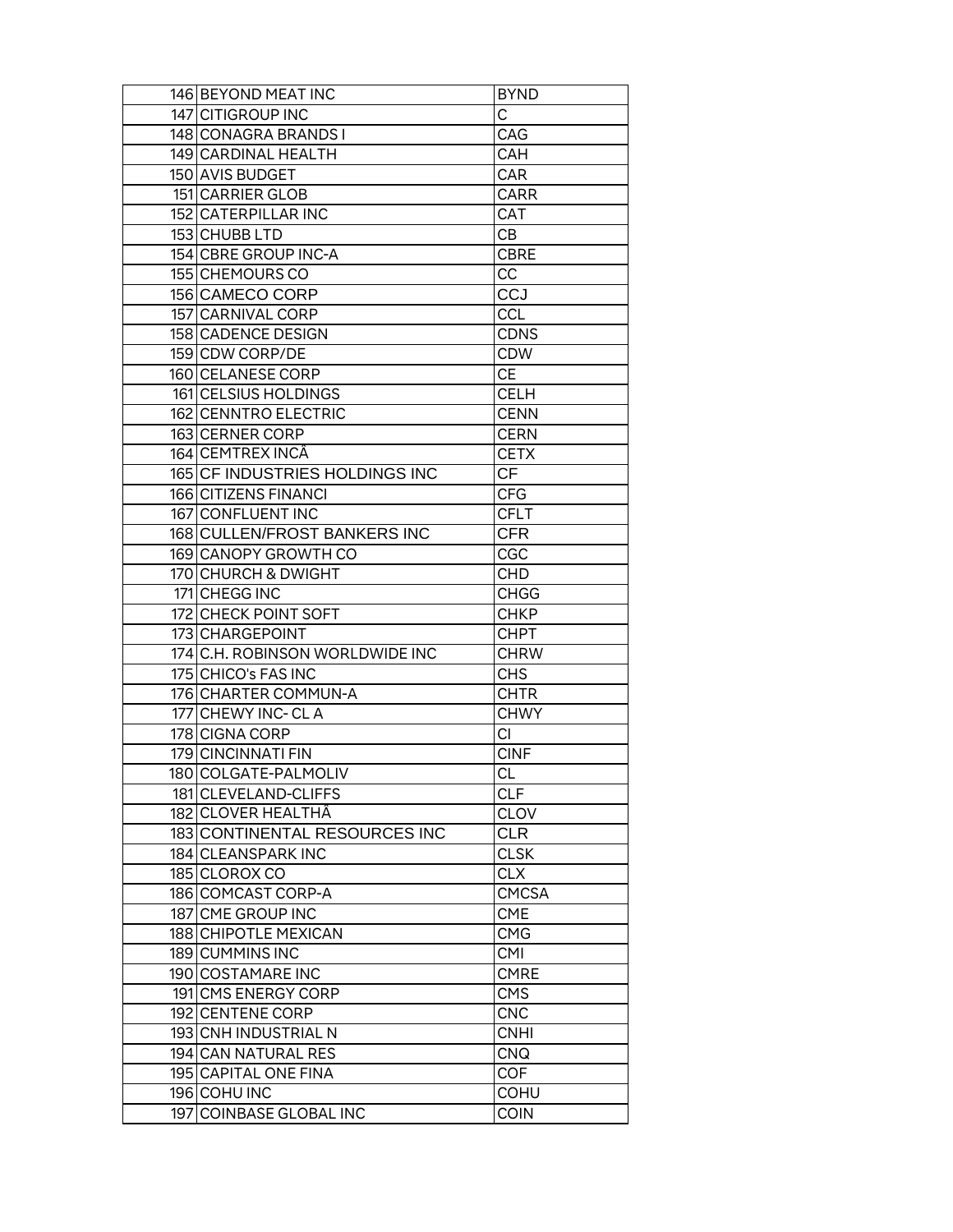| | | |
|---|---|---|
| 146 | BEYOND MEAT INC | BYND |
| 147 | CITIGROUP INC | C |
| 148 | CONAGRA BRANDS I | CAG |
| 149 | CARDINAL HEALTH | CAH |
| 150 | AVIS BUDGET | CAR |
| 151 | CARRIER GLOB | CARR |
| 152 | CATERPILLAR INC | CAT |
| 153 | CHUBB LTD | CB |
| 154 | CBRE GROUP INC-A | CBRE |
| 155 | CHEMOURS CO | CC |
| 156 | CAMECO CORP | CCJ |
| 157 | CARNIVAL CORP | CCL |
| 158 | CADENCE DESIGN | CDNS |
| 159 | CDW CORP/DE | CDW |
| 160 | CELANESE CORP | CE |
| 161 | CELSIUS HOLDINGS | CELH |
| 162 | CENNTRO ELECTRIC | CENN |
| 163 | CERNER CORP | CERN |
| 164 | CEMTREX INCÂ | CETX |
| 165 | CF INDUSTRIES HOLDINGS INC | CF |
| 166 | CITIZENS FINANCI | CFG |
| 167 | CONFLUENT INC | CFLT |
| 168 | CULLEN/FROST BANKERS INC | CFR |
| 169 | CANOPY GROWTH CO | CGC |
| 170 | CHURCH & DWIGHT | CHD |
| 171 | CHEGG INC | CHGG |
| 172 | CHECK POINT SOFT | CHKP |
| 173 | CHARGEPOINT | CHPT |
| 174 | C.H. ROBINSON WORLDWIDE INC | CHRW |
| 175 | CHICO's FAS INC | CHS |
| 176 | CHARTER COMMUN-A | CHTR |
| 177 | CHEWY INC- CL A | CHWY |
| 178 | CIGNA CORP | CI |
| 179 | CINCINNATI FIN | CINF |
| 180 | COLGATE-PALMOLIV | CL |
| 181 | CLEVELAND-CLIFFS | CLF |
| 182 | CLOVER HEALTHÂ | CLOV |
| 183 | CONTINENTAL RESOURCES INC | CLR |
| 184 | CLEANSPARK INC | CLSK |
| 185 | CLOROX CO | CLX |
| 186 | COMCAST CORP-A | CMCSA |
| 187 | CME GROUP INC | CME |
| 188 | CHIPOTLE MEXICAN | CMG |
| 189 | CUMMINS INC | CMI |
| 190 | COSTAMARE INC | CMRE |
| 191 | CMS ENERGY CORP | CMS |
| 192 | CENTENE CORP | CNC |
| 193 | CNH INDUSTRIAL N | CNHI |
| 194 | CAN NATURAL RES | CNQ |
| 195 | CAPITAL ONE FINA | COF |
| 196 | COHU INC | COHU |
| 197 | COINBASE GLOBAL INC | COIN |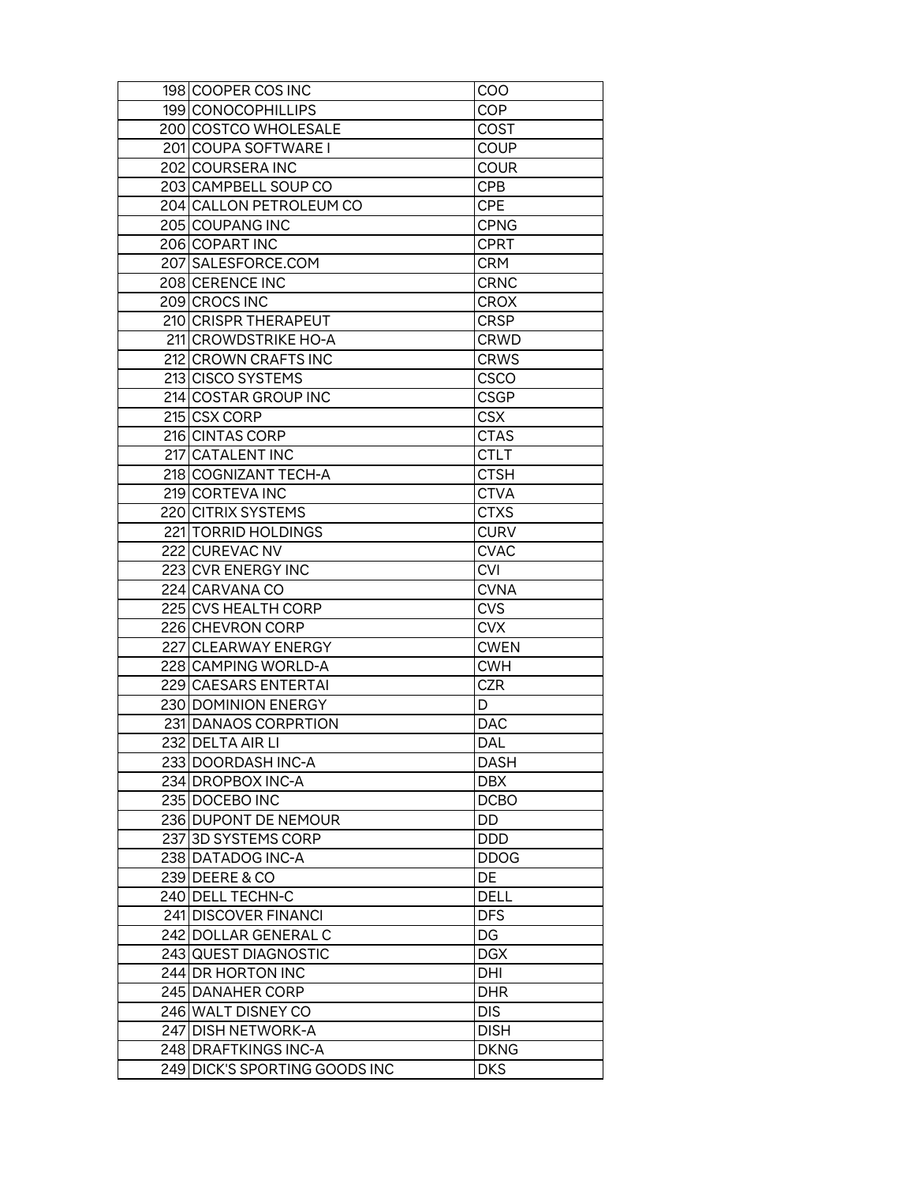| | | |
|---|---|---|
| 198 | COOPER COS INC | COO |
| 199 | CONOCOPHILLIPS | COP |
| 200 | COSTCO WHOLESALE | COST |
| 201 | COUPA SOFTWARE I | COUP |
| 202 | COURSERA INC | COUR |
| 203 | CAMPBELL SOUP CO | CPB |
| 204 | CALLON PETROLEUM CO | CPE |
| 205 | COUPANG INC | CPNG |
| 206 | COPART INC | CPRT |
| 207 | SALESFORCE.COM | CRM |
| 208 | CERENCE INC | CRNC |
| 209 | CROCS INC | CROX |
| 210 | CRISPR THERAPEUT | CRSP |
| 211 | CROWDSTRIKE HO-A | CRWD |
| 212 | CROWN CRAFTS INC | CRWS |
| 213 | CISCO SYSTEMS | CSCO |
| 214 | COSTAR GROUP INC | CSGP |
| 215 | CSX CORP | CSX |
| 216 | CINTAS CORP | CTAS |
| 217 | CATALENT INC | CTLT |
| 218 | COGNIZANT TECH-A | CTSH |
| 219 | CORTEVA INC | CTVA |
| 220 | CITRIX SYSTEMS | CTXS |
| 221 | TORRID HOLDINGS | CURV |
| 222 | CUREVAC NV | CVAC |
| 223 | CVR ENERGY INC | CVI |
| 224 | CARVANA CO | CVNA |
| 225 | CVS HEALTH CORP | CVS |
| 226 | CHEVRON CORP | CVX |
| 227 | CLEARWAY ENERGY | CWEN |
| 228 | CAMPING WORLD-A | CWH |
| 229 | CAESARS ENTERTAI | CZR |
| 230 | DOMINION ENERGY | D |
| 231 | DANAOS CORPRTION | DAC |
| 232 | DELTA AIR LI | DAL |
| 233 | DOORDASH INC-A | DASH |
| 234 | DROPBOX INC-A | DBX |
| 235 | DOCEBO INC | DCBO |
| 236 | DUPONT DE NEMOUR | DD |
| 237 | 3D SYSTEMS CORP | DDD |
| 238 | DATADOG INC-A | DDOG |
| 239 | DEERE & CO | DE |
| 240 | DELL TECHN-C | DELL |
| 241 | DISCOVER FINANCI | DFS |
| 242 | DOLLAR GENERAL C | DG |
| 243 | QUEST DIAGNOSTIC | DGX |
| 244 | DR HORTON INC | DHI |
| 245 | DANAHER CORP | DHR |
| 246 | WALT DISNEY CO | DIS |
| 247 | DISH NETWORK-A | DISH |
| 248 | DRAFTKINGS INC-A | DKNG |
| 249 | DICK'S SPORTING GOODS INC | DKS |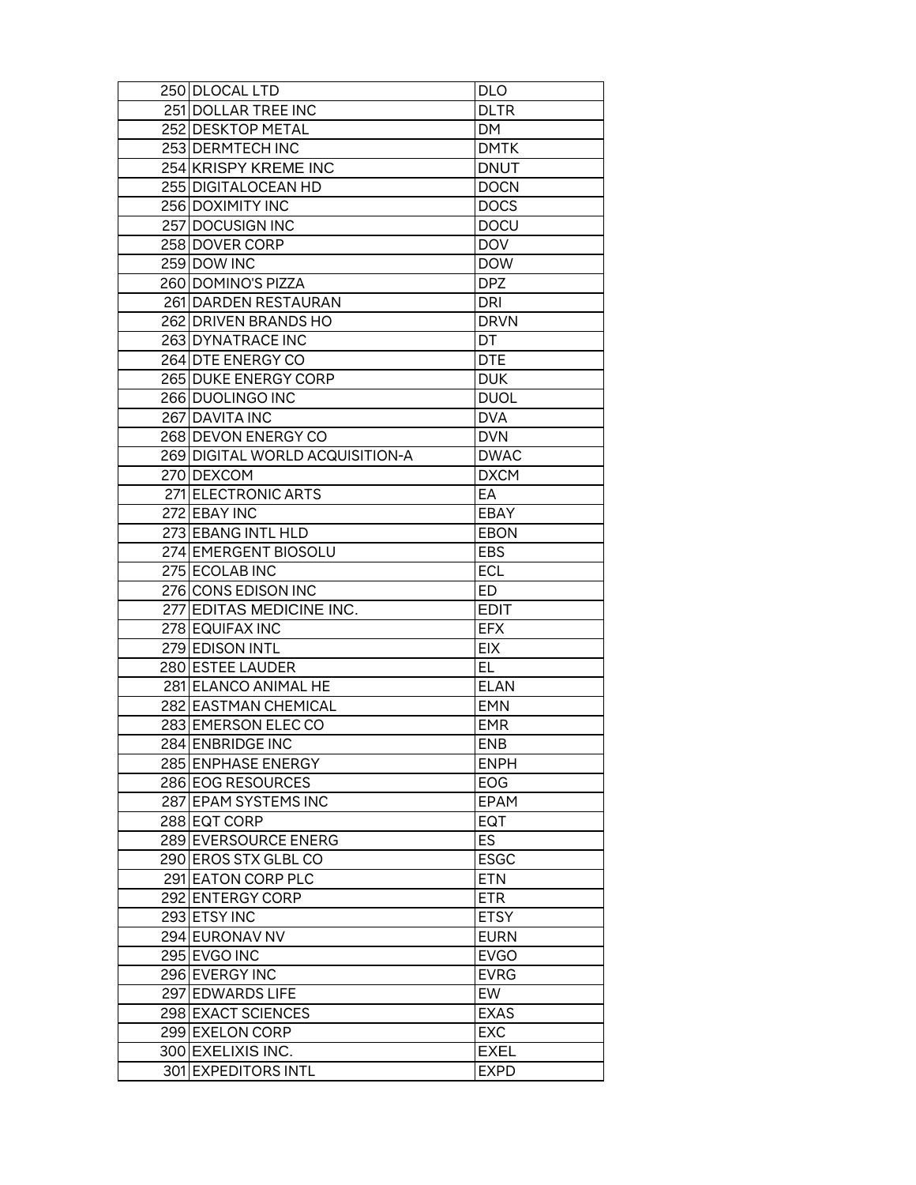| 250 | DLOCAL LTD | DLO |
|---|---|---|
| 251 | DOLLAR TREE INC | DLTR |
| 252 | DESKTOP METAL | DM |
| 253 | DERMTECH INC | DMTK |
| 254 | KRISPY KREME INC | DNUT |
| 255 | DIGITALOCEAN HD | DOCN |
| 256 | DOXIMITY INC | DOCS |
| 257 | DOCUSIGN INC | DOCU |
| 258 | DOVER CORP | DOV |
| 259 | DOW INC | DOW |
| 260 | DOMINO'S PIZZA | DPZ |
| 261 | DARDEN RESTAURAN | DRI |
| 262 | DRIVEN BRANDS HO | DRVN |
| 263 | DYNATRACE INC | DT |
| 264 | DTE ENERGY CO | DTE |
| 265 | DUKE ENERGY CORP | DUK |
| 266 | DUOLINGO INC | DUOL |
| 267 | DAVITA INC | DVA |
| 268 | DEVON ENERGY CO | DVN |
| 269 | DIGITAL WORLD ACQUISITION-A | DWAC |
| 270 | DEXCOM | DXCM |
| 271 | ELECTRONIC ARTS | EA |
| 272 | EBAY INC | EBAY |
| 273 | EBANG INTL HLD | EBON |
| 274 | EMERGENT BIOSOLU | EBS |
| 275 | ECOLAB INC | ECL |
| 276 | CONS EDISON INC | ED |
| 277 | EDITAS MEDICINE INC. | EDIT |
| 278 | EQUIFAX INC | EFX |
| 279 | EDISON INTL | EIX |
| 280 | ESTEE LAUDER | EL |
| 281 | ELANCO ANIMAL HE | ELAN |
| 282 | EASTMAN CHEMICAL | EMN |
| 283 | EMERSON ELEC CO | EMR |
| 284 | ENBRIDGE INC | ENB |
| 285 | ENPHASE ENERGY | ENPH |
| 286 | EOG RESOURCES | EOG |
| 287 | EPAM SYSTEMS INC | EPAM |
| 288 | EQT CORP | EQT |
| 289 | EVERSOURCE ENERG | ES |
| 290 | EROS STX GLBL CO | ESGC |
| 291 | EATON CORP PLC | ETN |
| 292 | ENTERGY CORP | ETR |
| 293 | ETSY INC | ETSY |
| 294 | EURONAV NV | EURN |
| 295 | EVGO INC | EVGO |
| 296 | EVERGY INC | EVRG |
| 297 | EDWARDS LIFE | EW |
| 298 | EXACT SCIENCES | EXAS |
| 299 | EXELON CORP | EXC |
| 300 | EXELIXIS INC. | EXEL |
| 301 | EXPEDITORS INTL | EXPD |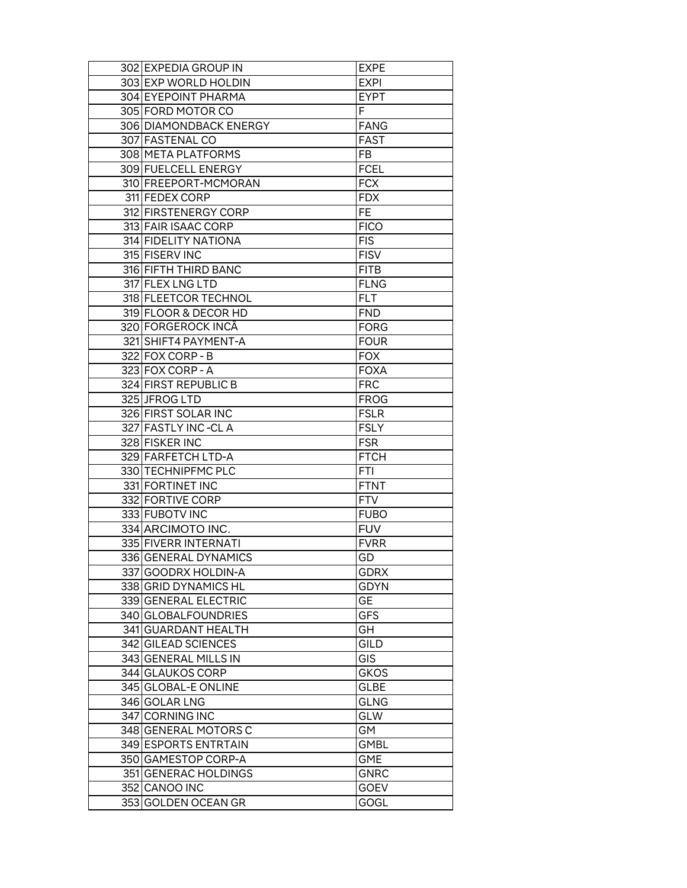| | | |
|---|---|---|
| 302 | EXPEDIA GROUP IN | EXPE |
| 303 | EXP WORLD HOLDIN | EXPI |
| 304 | EYEPOINT PHARMA | EYPT |
| 305 | FORD MOTOR CO | F |
| 306 | DIAMONDBACK ENERGY | FANG |
| 307 | FASTENAL CO | FAST |
| 308 | META PLATFORMS | FB |
| 309 | FUELCELL ENERGY | FCEL |
| 310 | FREEPORT-MCMORAN | FCX |
| 311 | FEDEX CORP | FDX |
| 312 | FIRSTENERGY CORP | FE |
| 313 | FAIR ISAAC CORP | FICO |
| 314 | FIDELITY NATIONA | FIS |
| 315 | FISERV INC | FISV |
| 316 | FIFTH THIRD BANC | FITB |
| 317 | FLEX LNG LTD | FLNG |
| 318 | FLEETCOR TECHNOL | FLT |
| 319 | FLOOR & DECOR HD | FND |
| 320 | FORGEROCK INCÂ | FORG |
| 321 | SHIFT4 PAYMENT-A | FOUR |
| 322 | FOX CORP - B | FOX |
| 323 | FOX CORP - A | FOXA |
| 324 | FIRST REPUBLIC B | FRC |
| 325 | JFROG LTD | FROG |
| 326 | FIRST SOLAR INC | FSLR |
| 327 | FASTLY INC -CL A | FSLY |
| 328 | FISKER INC | FSR |
| 329 | FARFETCH LTD-A | FTCH |
| 330 | TECHNIPFMC PLC | FTI |
| 331 | FORTINET INC | FTNT |
| 332 | FORTIVE CORP | FTV |
| 333 | FUBOTV INC | FUBO |
| 334 | ARCIMOTO INC. | FUV |
| 335 | FIVERR INTERNATI | FVRR |
| 336 | GENERAL DYNAMICS | GD |
| 337 | GOODRX HOLDIN-A | GDRX |
| 338 | GRID DYNAMICS HL | GDYN |
| 339 | GENERAL ELECTRIC | GE |
| 340 | GLOBALFOUNDRIES | GFS |
| 341 | GUARDANT HEALTH | GH |
| 342 | GILEAD SCIENCES | GILD |
| 343 | GENERAL MILLS IN | GIS |
| 344 | GLAUKOS CORP | GKOS |
| 345 | GLOBAL-E ONLINE | GLBE |
| 346 | GOLAR LNG | GLNG |
| 347 | CORNING INC | GLW |
| 348 | GENERAL MOTORS C | GM |
| 349 | ESPORTS ENTRTAIN | GMBL |
| 350 | GAMESTOP CORP-A | GME |
| 351 | GENERAC HOLDINGS | GNRC |
| 352 | CANOO INC | GOEV |
| 353 | GOLDEN OCEAN GR | GOGL |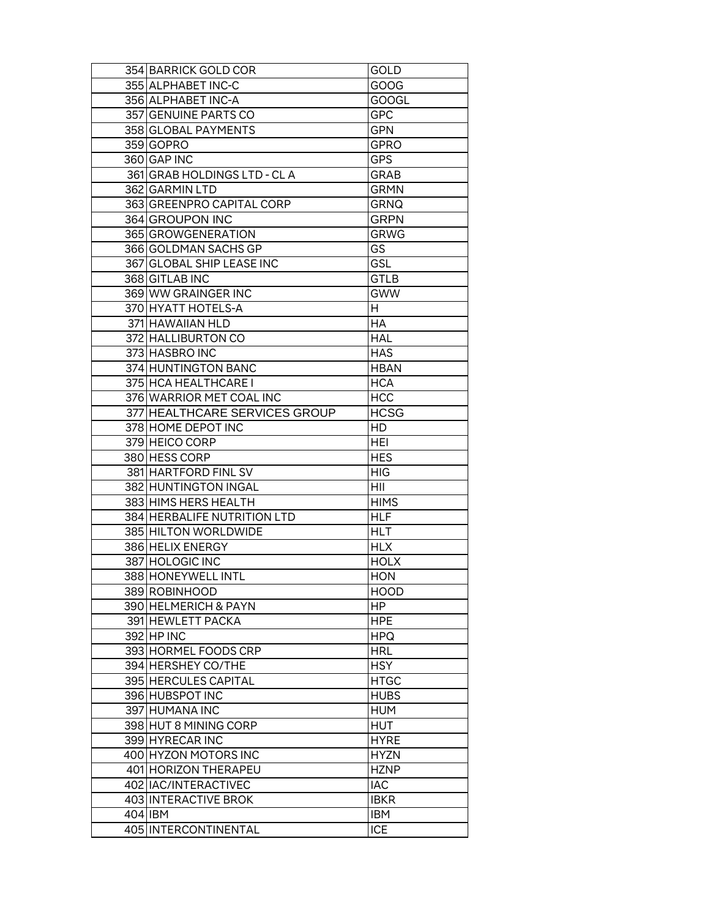| | | |
|---|---|---|
| 354 | BARRICK GOLD COR | GOLD |
| 355 | ALPHABET INC-C | GOOG |
| 356 | ALPHABET INC-A | GOOGL |
| 357 | GENUINE PARTS CO | GPC |
| 358 | GLOBAL PAYMENTS | GPN |
| 359 | GOPRO | GPRO |
| 360 | GAP INC | GPS |
| 361 | GRAB HOLDINGS LTD - CL A | GRAB |
| 362 | GARMIN LTD | GRMN |
| 363 | GREENPRO CAPITAL CORP | GRNQ |
| 364 | GROUPON INC | GRPN |
| 365 | GROWGENERATION | GRWG |
| 366 | GOLDMAN SACHS GP | GS |
| 367 | GLOBAL SHIP LEASE INC | GSL |
| 368 | GITLAB INC | GTLB |
| 369 | WW GRAINGER INC | GWW |
| 370 | HYATT HOTELS-A | H |
| 371 | HAWAIIAN HLD | HA |
| 372 | HALLIBURTON CO | HAL |
| 373 | HASBRO INC | HAS |
| 374 | HUNTINGTON BANC | HBAN |
| 375 | HCA HEALTHCARE I | HCA |
| 376 | WARRIOR MET COAL INC | HCC |
| 377 | HEALTHCARE SERVICES GROUP | HCSG |
| 378 | HOME DEPOT INC | HD |
| 379 | HEICO CORP | HEI |
| 380 | HESS CORP | HES |
| 381 | HARTFORD FINL SV | HIG |
| 382 | HUNTINGTON INGAL | HII |
| 383 | HIMS HERS HEALTH | HIMS |
| 384 | HERBALIFE NUTRITION LTD | HLF |
| 385 | HILTON WORLDWIDE | HLT |
| 386 | HELIX ENERGY | HLX |
| 387 | HOLOGIC INC | HOLX |
| 388 | HONEYWELL INTL | HON |
| 389 | ROBINHOOD | HOOD |
| 390 | HELMERICH & PAYN | HP |
| 391 | HEWLETT PACKA | HPE |
| 392 | HP INC | HPQ |
| 393 | HORMEL FOODS CRP | HRL |
| 394 | HERSHEY CO/THE | HSY |
| 395 | HERCULES CAPITAL | HTGC |
| 396 | HUBSPOT INC | HUBS |
| 397 | HUMANA INC | HUM |
| 398 | HUT 8 MINING CORP | HUT |
| 399 | HYRECAR INC | HYRE |
| 400 | HYZON MOTORS INC | HYZN |
| 401 | HORIZON THERAPEU | HZNP |
| 402 | IAC/INTERACTIVEC | IAC |
| 403 | INTERACTIVE BROK | IBKR |
| 404 | IBM | IBM |
| 405 | INTERCONTINENTAL | ICE |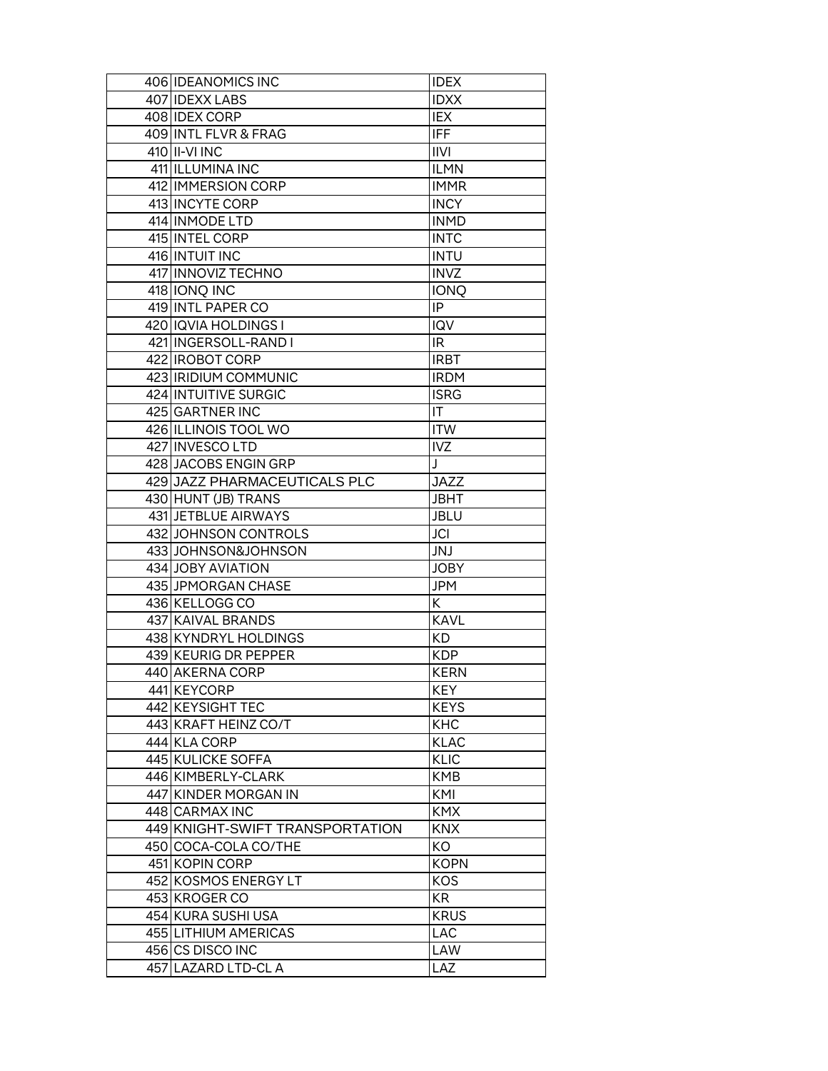| | | |
|---|---|---|
| 406 | IDEANOMICS INC | IDEX |
| 407 | IDEXX LABS | IDXX |
| 408 | IDEX CORP | IEX |
| 409 | INTL FLVR & FRAG | IFF |
| 410 | II-VI INC | IIVI |
| 411 | ILLUMINA INC | ILMN |
| 412 | IMMERSION CORP | IMMR |
| 413 | INCYTE CORP | INCY |
| 414 | INMODE LTD | INMD |
| 415 | INTEL CORP | INTC |
| 416 | INTUIT INC | INTU |
| 417 | INNOVIZ TECHNO | INVZ |
| 418 | IONQ INC | IONQ |
| 419 | INTL PAPER CO | IP |
| 420 | IQVIA HOLDINGS I | IQV |
| 421 | INGERSOLL-RAND I | IR |
| 422 | IROBOT CORP | IRBT |
| 423 | IRIDIUM COMMUNIC | IRDM |
| 424 | INTUITIVE SURGIC | ISRG |
| 425 | GARTNER INC | IT |
| 426 | ILLINOIS TOOL WO | ITW |
| 427 | INVESCO LTD | IVZ |
| 428 | JACOBS ENGIN GRP | J |
| 429 | JAZZ PHARMACEUTICALS PLC | JAZZ |
| 430 | HUNT (JB) TRANS | JBHT |
| 431 | JETBLUE AIRWAYS | JBLU |
| 432 | JOHNSON CONTROLS | JCI |
| 433 | JOHNSON&JOHNSON | JNJ |
| 434 | JOBY AVIATION | JOBY |
| 435 | JPMORGAN CHASE | JPM |
| 436 | KELLOGG CO | K |
| 437 | KAIVAL BRANDS | KAVL |
| 438 | KYNDRYL HOLDINGS | KD |
| 439 | KEURIG DR PEPPER | KDP |
| 440 | AKERNA CORP | KERN |
| 441 | KEYCORP | KEY |
| 442 | KEYSIGHT TEC | KEYS |
| 443 | KRAFT HEINZ CO/T | KHC |
| 444 | KLA CORP | KLAC |
| 445 | KULICKE SOFFA | KLIC |
| 446 | KIMBERLY-CLARK | KMB |
| 447 | KINDER MORGAN IN | KMI |
| 448 | CARMAX INC | KMX |
| 449 | KNIGHT-SWIFT TRANSPORTATION | KNX |
| 450 | COCA-COLA CO/THE | KO |
| 451 | KOPIN CORP | KOPN |
| 452 | KOSMOS ENERGY LT | KOS |
| 453 | KROGER CO | KR |
| 454 | KURA SUSHI USA | KRUS |
| 455 | LITHIUM AMERICAS | LAC |
| 456 | CS DISCO INC | LAW |
| 457 | LAZARD LTD-CL A | LAZ |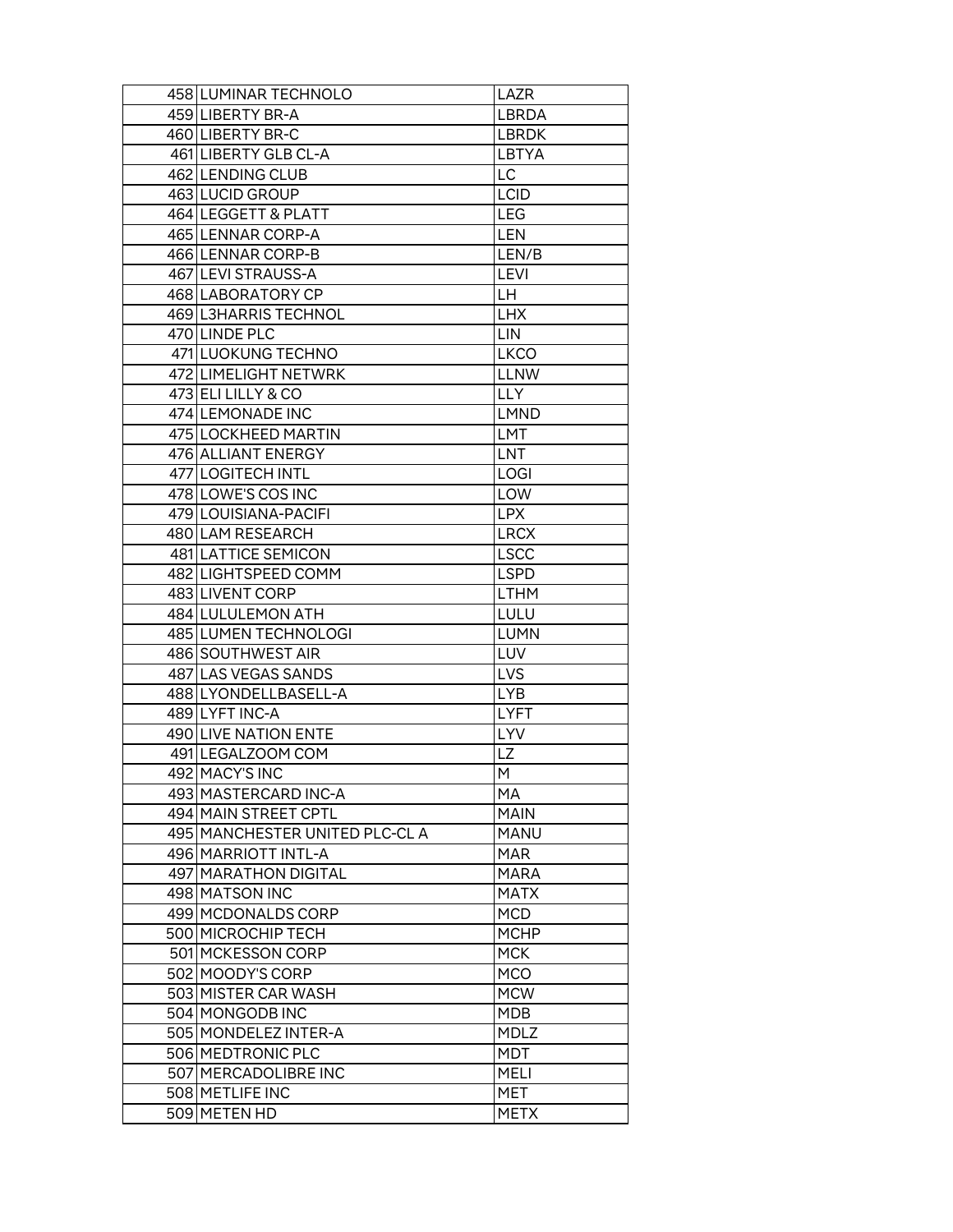| 458 | LUMINAR TECHNOLO | LAZR |
|---|---|---|
| 459 | LIBERTY BR-A | LBRDA |
| 460 | LIBERTY BR-C | LBRDK |
| 461 | LIBERTY GLB CL-A | LBTYA |
| 462 | LENDING CLUB | LC |
| 463 | LUCID GROUP | LCID |
| 464 | LEGGETT & PLATT | LEG |
| 465 | LENNAR CORP-A | LEN |
| 466 | LENNAR CORP-B | LEN/B |
| 467 | LEVI STRAUSS-A | LEVI |
| 468 | LABORATORY CP | LH |
| 469 | L3HARRIS TECHNOL | LHX |
| 470 | LINDE PLC | LIN |
| 471 | LUOKUNG TECHNO | LKCO |
| 472 | LIMELIGHT NETWRK | LLNW |
| 473 | ELI LILLY & CO | LLY |
| 474 | LEMONADE INC | LMND |
| 475 | LOCKHEED MARTIN | LMT |
| 476 | ALLIANT ENERGY | LNT |
| 477 | LOGITECH INTL | LOGI |
| 478 | LOWE'S COS INC | LOW |
| 479 | LOUISIANA-PACIFI | LPX |
| 480 | LAM RESEARCH | LRCX |
| 481 | LATTICE SEMICON | LSCC |
| 482 | LIGHTSPEED COMM | LSPD |
| 483 | LIVENT CORP | LTHM |
| 484 | LULULEMON ATH | LULU |
| 485 | LUMEN TECHNOLOGI | LUMN |
| 486 | SOUTHWEST AIR | LUV |
| 487 | LAS VEGAS SANDS | LVS |
| 488 | LYONDELLBASELL-A | LYB |
| 489 | LYFT INC-A | LYFT |
| 490 | LIVE NATION ENTE | LYV |
| 491 | LEGALZOOM COM | LZ |
| 492 | MACY'S INC | M |
| 493 | MASTERCARD INC-A | MA |
| 494 | MAIN STREET CPTL | MAIN |
| 495 | MANCHESTER UNITED PLC-CL A | MANU |
| 496 | MARRIOTT INTL-A | MAR |
| 497 | MARATHON DIGITAL | MARA |
| 498 | MATSON INC | MATX |
| 499 | MCDONALDS CORP | MCD |
| 500 | MICROCHIP TECH | MCHP |
| 501 | MCKESSON CORP | MCK |
| 502 | MOODY'S CORP | MCO |
| 503 | MISTER CAR WASH | MCW |
| 504 | MONGODB INC | MDB |
| 505 | MONDELEZ INTER-A | MDLZ |
| 506 | MEDTRONIC PLC | MDT |
| 507 | MERCADOLIBRE INC | MELI |
| 508 | METLIFE INC | MET |
| 509 | METEN HD | METX |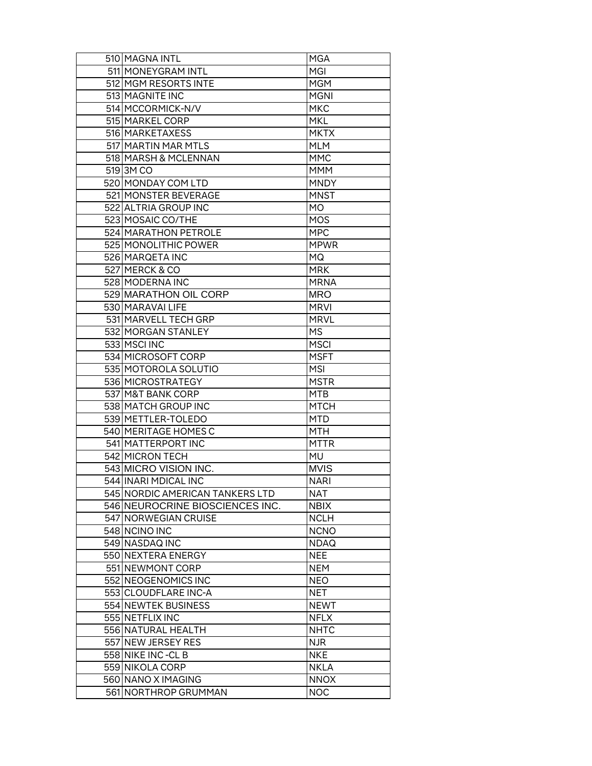| | | |
|---|---|---|
| 510 | MAGNA INTL | MGA |
| 511 | MONEYGRAM INTL | MGI |
| 512 | MGM RESORTS INTE | MGM |
| 513 | MAGNITE INC | MGNI |
| 514 | MCCORMICK-N/V | MKC |
| 515 | MARKEL CORP | MKL |
| 516 | MARKETAXESS | MKTX |
| 517 | MARTIN MAR MTLS | MLM |
| 518 | MARSH & MCLENNAN | MMC |
| 519 | 3M CO | MMM |
| 520 | MONDAY COM LTD | MNDY |
| 521 | MONSTER BEVERAGE | MNST |
| 522 | ALTRIA GROUP INC | MO |
| 523 | MOSAIC CO/THE | MOS |
| 524 | MARATHON PETROLE | MPC |
| 525 | MONOLITHIC POWER | MPWR |
| 526 | MARQETA INC | MQ |
| 527 | MERCK & CO | MRK |
| 528 | MODERNA INC | MRNA |
| 529 | MARATHON OIL CORP | MRO |
| 530 | MARAVAI LIFE | MRVI |
| 531 | MARVELL TECH GRP | MRVL |
| 532 | MORGAN STANLEY | MS |
| 533 | MSCI INC | MSCI |
| 534 | MICROSOFT CORP | MSFT |
| 535 | MOTOROLA SOLUTIO | MSI |
| 536 | MICROSTRATEGY | MSTR |
| 537 | M&T BANK CORP | MTB |
| 538 | MATCH GROUP INC | MTCH |
| 539 | METTLER-TOLEDO | MTD |
| 540 | MERITAGE HOMES C | MTH |
| 541 | MATTERPORT INC | MTTR |
| 542 | MICRON TECH | MU |
| 543 | MICRO VISION INC. | MVIS |
| 544 | INARI MDICAL INC | NARI |
| 545 | NORDIC AMERICAN TANKERS LTD | NAT |
| 546 | NEUROCRINE BIOSCIENCES INC. | NBIX |
| 547 | NORWEGIAN CRUISE | NCLH |
| 548 | NCINO INC | NCNO |
| 549 | NASDAQ INC | NDAQ |
| 550 | NEXTERA ENERGY | NEE |
| 551 | NEWMONT CORP | NEM |
| 552 | NEOGENOMICS INC | NEO |
| 553 | CLOUDFLARE INC-A | NET |
| 554 | NEWTEK BUSINESS | NEWT |
| 555 | NETFLIX INC | NFLX |
| 556 | NATURAL HEALTH | NHTC |
| 557 | NEW JERSEY RES | NJR |
| 558 | NIKE INC -CL B | NKE |
| 559 | NIKOLA CORP | NKLA |
| 560 | NANO X IMAGING | NNOX |
| 561 | NORTHROP GRUMMAN | NOC |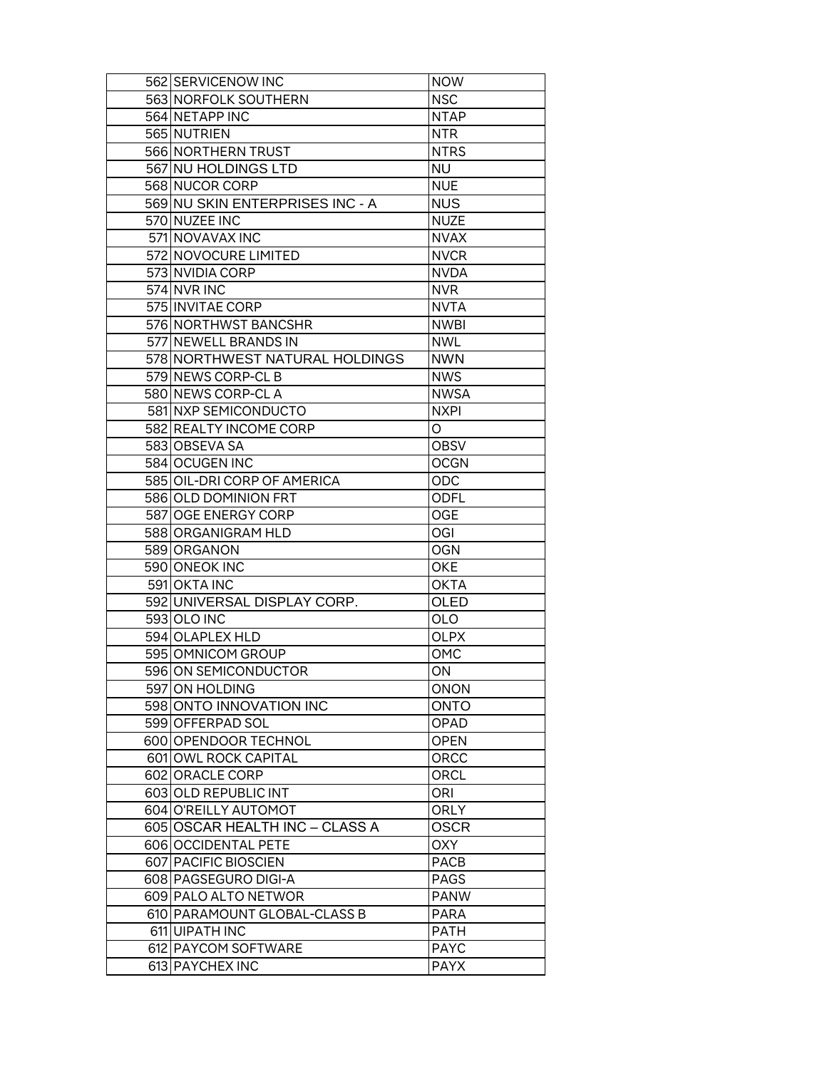| | | |
|---|---|---|
| 562 | SERVICENOW INC | NOW |
| 563 | NORFOLK SOUTHERN | NSC |
| 564 | NETAPP INC | NTAP |
| 565 | NUTRIEN | NTR |
| 566 | NORTHERN TRUST | NTRS |
| 567 | NU HOLDINGS LTD | NU |
| 568 | NUCOR CORP | NUE |
| 569 | NU SKIN ENTERPRISES INC - A | NUS |
| 570 | NUZEE INC | NUZE |
| 571 | NOVAVAX INC | NVAX |
| 572 | NOVOCURE LIMITED | NVCR |
| 573 | NVIDIA CORP | NVDA |
| 574 | NVR INC | NVR |
| 575 | INVITAE CORP | NVTA |
| 576 | NORTHWST BANCSHR | NWBI |
| 577 | NEWELL BRANDS IN | NWL |
| 578 | NORTHWEST NATURAL HOLDINGS | NWN |
| 579 | NEWS CORP-CL B | NWS |
| 580 | NEWS CORP-CL A | NWSA |
| 581 | NXP SEMICONDUCTO | NXPI |
| 582 | REALTY INCOME CORP | O |
| 583 | OBSEVA SA | OBSV |
| 584 | OCUGEN INC | OCGN |
| 585 | OIL-DRI CORP OF AMERICA | ODC |
| 586 | OLD DOMINION FRT | ODFL |
| 587 | OGE ENERGY CORP | OGE |
| 588 | ORGANIGRAM HLD | OGI |
| 589 | ORGANON | OGN |
| 590 | ONEOK INC | OKE |
| 591 | OKTA INC | OKTA |
| 592 | UNIVERSAL DISPLAY CORP. | OLED |
| 593 | OLO INC | OLO |
| 594 | OLAPLEX HLD | OLPX |
| 595 | OMNICOM GROUP | OMC |
| 596 | ON SEMICONDUCTOR | ON |
| 597 | ON HOLDING | ONON |
| 598 | ONTO INNOVATION INC | ONTO |
| 599 | OFFERPAD SOL | OPAD |
| 600 | OPENDOOR TECHNOL | OPEN |
| 601 | OWL ROCK CAPITAL | ORCC |
| 602 | ORACLE CORP | ORCL |
| 603 | OLD REPUBLIC INT | ORI |
| 604 | O'REILLY AUTOMOT | ORLY |
| 605 | OSCAR HEALTH INC – CLASS A | OSCR |
| 606 | OCCIDENTAL PETE | OXY |
| 607 | PACIFIC BIOSCIEN | PACB |
| 608 | PAGSEGURO DIGI-A | PAGS |
| 609 | PALO ALTO NETWOR | PANW |
| 610 | PARAMOUNT GLOBAL-CLASS B | PARA |
| 611 | UIPATH INC | PATH |
| 612 | PAYCOM SOFTWARE | PAYC |
| 613 | PAYCHEX INC | PAYX |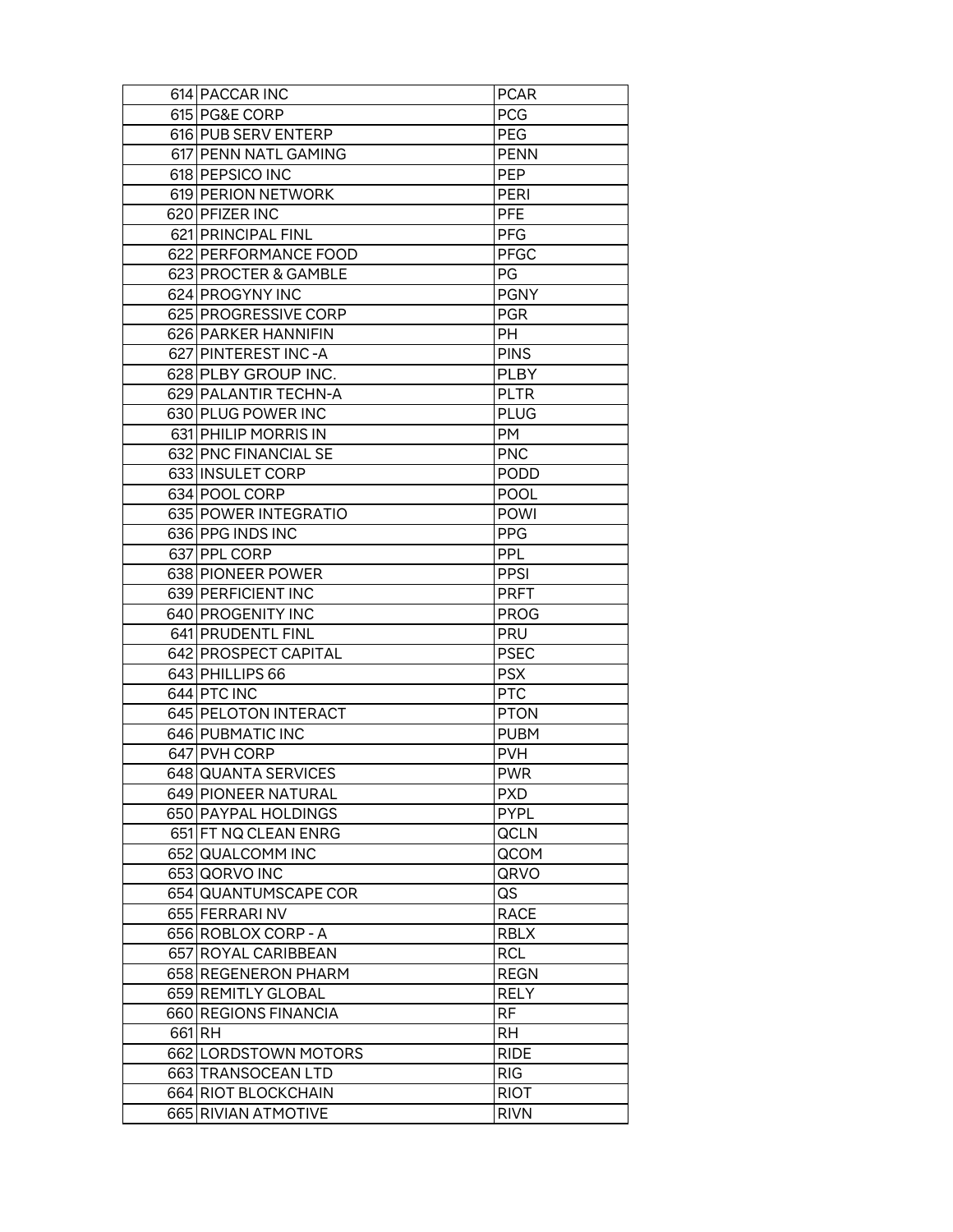| | | |
|---|---|---|
| 614 | PACCAR INC | PCAR |
| 615 | PG&E CORP | PCG |
| 616 | PUB SERV ENTERP | PEG |
| 617 | PENN NATL GAMING | PENN |
| 618 | PEPSICO INC | PEP |
| 619 | PERION NETWORK | PERI |
| 620 | PFIZER INC | PFE |
| 621 | PRINCIPAL FINL | PFG |
| 622 | PERFORMANCE FOOD | PFGC |
| 623 | PROCTER & GAMBLE | PG |
| 624 | PROGYNY INC | PGNY |
| 625 | PROGRESSIVE CORP | PGR |
| 626 | PARKER HANNIFIN | PH |
| 627 | PINTEREST INC -A | PINS |
| 628 | PLBY GROUP INC. | PLBY |
| 629 | PALANTIR TECHN-A | PLTR |
| 630 | PLUG POWER INC | PLUG |
| 631 | PHILIP MORRIS IN | PM |
| 632 | PNC FINANCIAL SE | PNC |
| 633 | INSULET CORP | PODD |
| 634 | POOL CORP | POOL |
| 635 | POWER INTEGRATIO | POWI |
| 636 | PPG INDS INC | PPG |
| 637 | PPL CORP | PPL |
| 638 | PIONEER POWER | PPSI |
| 639 | PERFICIENT INC | PRFT |
| 640 | PROGENITY INC | PROG |
| 641 | PRUDENTL FINL | PRU |
| 642 | PROSPECT CAPITAL | PSEC |
| 643 | PHILLIPS 66 | PSX |
| 644 | PTC INC | PTC |
| 645 | PELOTON INTERACT | PTON |
| 646 | PUBMATIC INC | PUBM |
| 647 | PVH CORP | PVH |
| 648 | QUANTA SERVICES | PWR |
| 649 | PIONEER NATURAL | PXD |
| 650 | PAYPAL HOLDINGS | PYPL |
| 651 | FT NQ CLEAN ENRG | QCLN |
| 652 | QUALCOMM INC | QCOM |
| 653 | QORVO INC | QRVO |
| 654 | QUANTUMSCAPE COR | QS |
| 655 | FERRARI NV | RACE |
| 656 | ROBLOX CORP - A | RBLX |
| 657 | ROYAL CARIBBEAN | RCL |
| 658 | REGENERON PHARM | REGN |
| 659 | REMITLY GLOBAL | RELY |
| 660 | REGIONS FINANCIA | RF |
| 661 | RH | RH |
| 662 | LORDSTOWN MOTORS | RIDE |
| 663 | TRANSOCEAN LTD | RIG |
| 664 | RIOT BLOCKCHAIN | RIOT |
| 665 | RIVIAN ATMOTIVE | RIVN |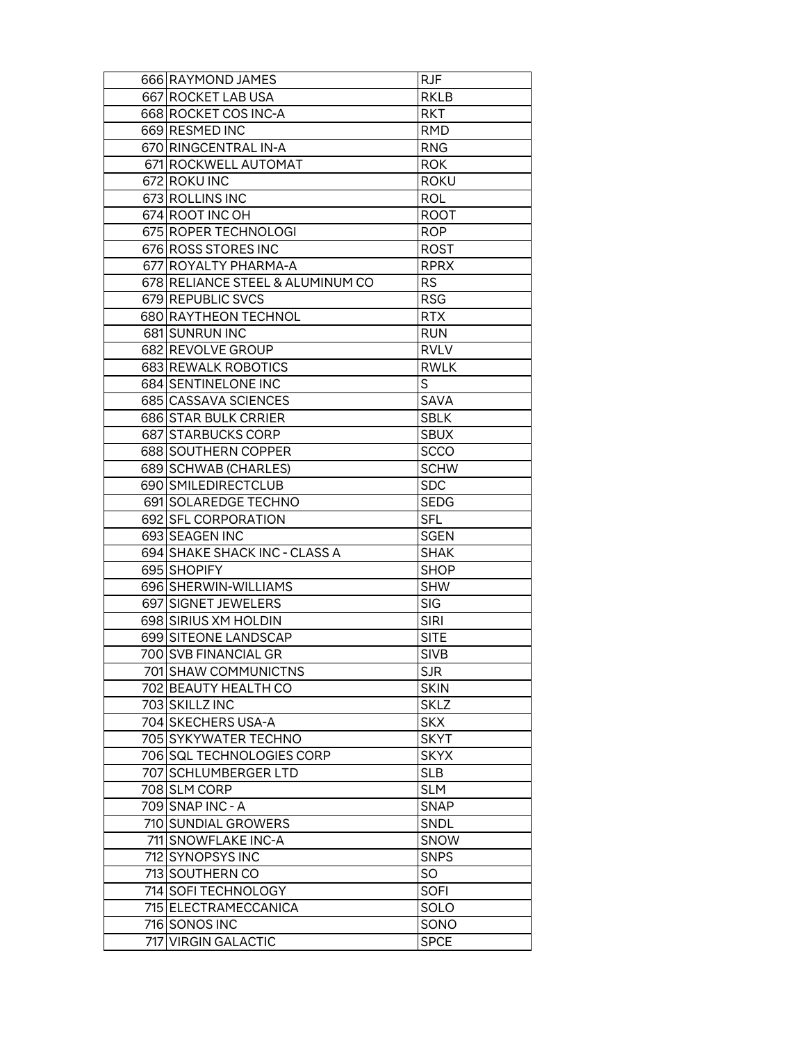| | | |
|---|---|---|
| 666 | RAYMOND JAMES | RJF |
| 667 | ROCKET LAB USA | RKLB |
| 668 | ROCKET COS INC-A | RKT |
| 669 | RESMED INC | RMD |
| 670 | RINGCENTRAL IN-A | RNG |
| 671 | ROCKWELL AUTOMAT | ROK |
| 672 | ROKU INC | ROKU |
| 673 | ROLLINS INC | ROL |
| 674 | ROOT INC OH | ROOT |
| 675 | ROPER TECHNOLOGI | ROP |
| 676 | ROSS STORES INC | ROST |
| 677 | ROYALTY PHARMA-A | RPRX |
| 678 | RELIANCE STEEL & ALUMINUM CO | RS |
| 679 | REPUBLIC SVCS | RSG |
| 680 | RAYTHEON TECHNOL | RTX |
| 681 | SUNRUN INC | RUN |
| 682 | REVOLVE GROUP | RVLV |
| 683 | REWALK ROBOTICS | RWLK |
| 684 | SENTINELONE INC | S |
| 685 | CASSAVA SCIENCES | SAVA |
| 686 | STAR BULK CRRIER | SBLK |
| 687 | STARBUCKS CORP | SBUX |
| 688 | SOUTHERN COPPER | SCCO |
| 689 | SCHWAB (CHARLES) | SCHW |
| 690 | SMILEDIRECTCLUB | SDC |
| 691 | SOLAREDGE TECHNO | SEDG |
| 692 | SFL CORPORATION | SFL |
| 693 | SEAGEN INC | SGEN |
| 694 | SHAKE SHACK INC - CLASS A | SHAK |
| 695 | SHOPIFY | SHOP |
| 696 | SHERWIN-WILLIAMS | SHW |
| 697 | SIGNET JEWELERS | SIG |
| 698 | SIRIUS XM HOLDIN | SIRI |
| 699 | SITEONE LANDSCAP | SITE |
| 700 | SVB FINANCIAL GR | SIVB |
| 701 | SHAW COMMUNICTNS | SJR |
| 702 | BEAUTY HEALTH CO | SKIN |
| 703 | SKILLZ INC | SKLZ |
| 704 | SKECHERS USA-A | SKX |
| 705 | SYKYWATER TECHNO | SKYT |
| 706 | SQL TECHNOLOGIES CORP | SKYX |
| 707 | SCHLUMBERGER LTD | SLB |
| 708 | SLM CORP | SLM |
| 709 | SNAP INC - A | SNAP |
| 710 | SUNDIAL GROWERS | SNDL |
| 711 | SNOWFLAKE INC-A | SNOW |
| 712 | SYNOPSYS INC | SNPS |
| 713 | SOUTHERN CO | SO |
| 714 | SOFI TECHNOLOGY | SOFI |
| 715 | ELECTRAMECCANICA | SOLO |
| 716 | SONOS INC | SONO |
| 717 | VIRGIN GALACTIC | SPCE |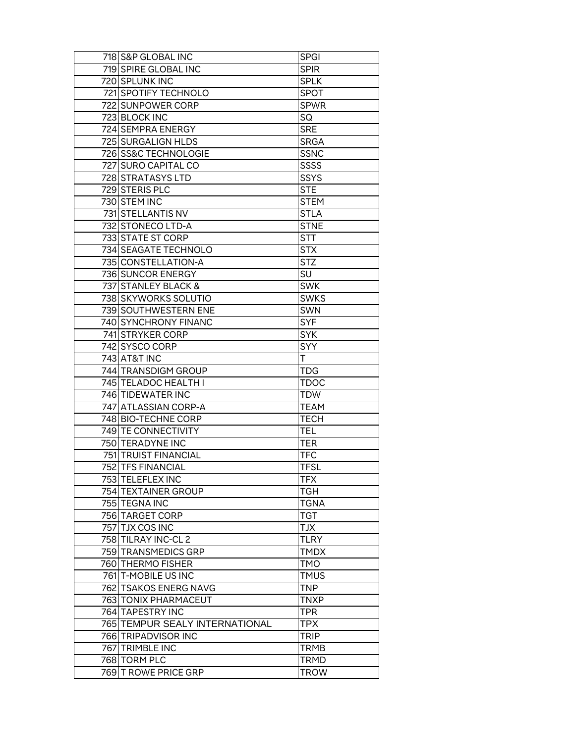| | | |
|---|---|---|
| 718 | S&P GLOBAL INC | SPGI |
| 719 | SPIRE GLOBAL INC | SPIR |
| 720 | SPLUNK INC | SPLK |
| 721 | SPOTIFY TECHNOLO | SPOT |
| 722 | SUNPOWER CORP | SPWR |
| 723 | BLOCK INC | SQ |
| 724 | SEMPRA ENERGY | SRE |
| 725 | SURGALIGN HLDS | SRGA |
| 726 | SS&C TECHNOLOGIE | SSNC |
| 727 | SURO CAPITAL CO | SSSS |
| 728 | STRATASYS LTD | SSYS |
| 729 | STERIS PLC | STE |
| 730 | STEM INC | STEM |
| 731 | STELLANTIS NV | STLA |
| 732 | STONECO LTD-A | STNE |
| 733 | STATE ST CORP | STT |
| 734 | SEAGATE TECHNOLO | STX |
| 735 | CONSTELLATION-A | STZ |
| 736 | SUNCOR ENERGY | SU |
| 737 | STANLEY BLACK & | SWK |
| 738 | SKYWORKS SOLUTIO | SWKS |
| 739 | SOUTHWESTERN ENE | SWN |
| 740 | SYNCHRONY FINANC | SYF |
| 741 | STRYKER CORP | SYK |
| 742 | SYSCO CORP | SYY |
| 743 | AT&T INC | T |
| 744 | TRANSDIGM GROUP | TDG |
| 745 | TELADOC HEALTH I | TDOC |
| 746 | TIDEWATER INC | TDW |
| 747 | ATLASSIAN CORP-A | TEAM |
| 748 | BIO-TECHNE CORP | TECH |
| 749 | TE CONNECTIVITY | TEL |
| 750 | TERADYNE INC | TER |
| 751 | TRUIST FINANCIAL | TFC |
| 752 | TFS FINANCIAL | TFSL |
| 753 | TELEFLEX INC | TFX |
| 754 | TEXTAINER GROUP | TGH |
| 755 | TEGNA INC | TGNA |
| 756 | TARGET CORP | TGT |
| 757 | TJX COS INC | TJX |
| 758 | TILRAY INC-CL 2 | TLRY |
| 759 | TRANSMEDICS GRP | TMDX |
| 760 | THERMO FISHER | TMO |
| 761 | T-MOBILE US INC | TMUS |
| 762 | TSAKOS ENERG NAVG | TNP |
| 763 | TONIX PHARMACEUT | TNXP |
| 764 | TAPESTRY INC | TPR |
| 765 | TEMPUR SEALY INTERNATIONAL | TPX |
| 766 | TRIPADVISOR INC | TRIP |
| 767 | TRIMBLE INC | TRMB |
| 768 | TORM PLC | TRMD |
| 769 | T ROWE PRICE GRP | TROW |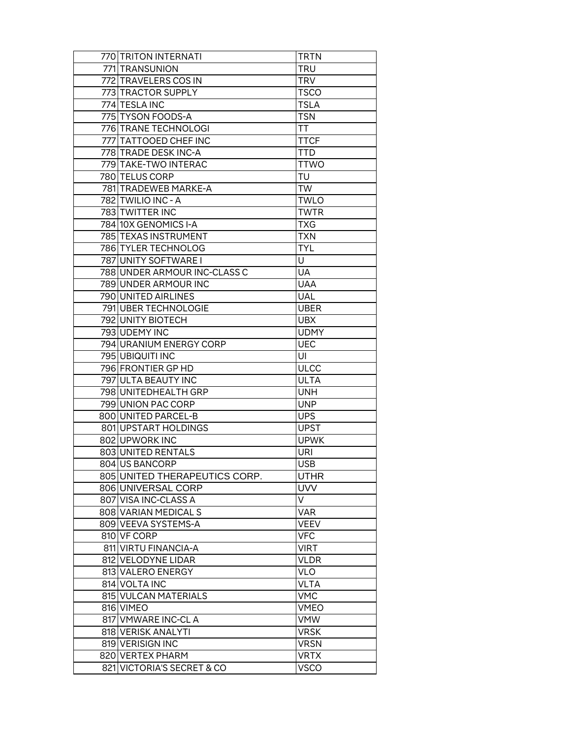| | | |
|---|---|---|
| 770 | TRITON INTERNATI | TRTN |
| 771 | TRANSUNION | TRU |
| 772 | TRAVELERS COS IN | TRV |
| 773 | TRACTOR SUPPLY | TSCO |
| 774 | TESLA INC | TSLA |
| 775 | TYSON FOODS-A | TSN |
| 776 | TRANE TECHNOLOGI | TT |
| 777 | TATTOOED CHEF INC | TTCF |
| 778 | TRADE DESK INC-A | TTD |
| 779 | TAKE-TWO INTERAC | TTWO |
| 780 | TELUS CORP | TU |
| 781 | TRADEWEB MARKE-A | TW |
| 782 | TWILIO INC - A | TWLO |
| 783 | TWITTER INC | TWTR |
| 784 | 10X GENOMICS I-A | TXG |
| 785 | TEXAS INSTRUMENT | TXN |
| 786 | TYLER TECHNOLOG | TYL |
| 787 | UNITY SOFTWARE I | U |
| 788 | UNDER ARMOUR INC-CLASS C | UA |
| 789 | UNDER ARMOUR INC | UAA |
| 790 | UNITED AIRLINES | UAL |
| 791 | UBER TECHNOLOGIE | UBER |
| 792 | UNITY BIOTECH | UBX |
| 793 | UDEMY INC | UDMY |
| 794 | URANIUM ENERGY CORP | UEC |
| 795 | UBIQUITI INC | UI |
| 796 | FRONTIER GP HD | ULCC |
| 797 | ULTA BEAUTY INC | ULTA |
| 798 | UNITEDHEALTH GRP | UNH |
| 799 | UNION PAC CORP | UNP |
| 800 | UNITED PARCEL-B | UPS |
| 801 | UPSTART HOLDINGS | UPST |
| 802 | UPWORK INC | UPWK |
| 803 | UNITED RENTALS | URI |
| 804 | US BANCORP | USB |
| 805 | UNITED THERAPEUTICS CORP. | UTHR |
| 806 | UNIVERSAL CORP | UVV |
| 807 | VISA INC-CLASS A | V |
| 808 | VARIAN MEDICAL S | VAR |
| 809 | VEEVA SYSTEMS-A | VEEV |
| 810 | VF CORP | VFC |
| 811 | VIRTU FINANCIA-A | VIRT |
| 812 | VELODYNE LIDAR | VLDR |
| 813 | VALERO ENERGY | VLO |
| 814 | VOLTA INC | VLTA |
| 815 | VULCAN MATERIALS | VMC |
| 816 | VIMEO | VMEO |
| 817 | VMWARE INC-CL A | VMW |
| 818 | VERISK ANALYTI | VRSK |
| 819 | VERISIGN INC | VRSN |
| 820 | VERTEX PHARM | VRTX |
| 821 | VICTORIA'S SECRET & CO | VSCO |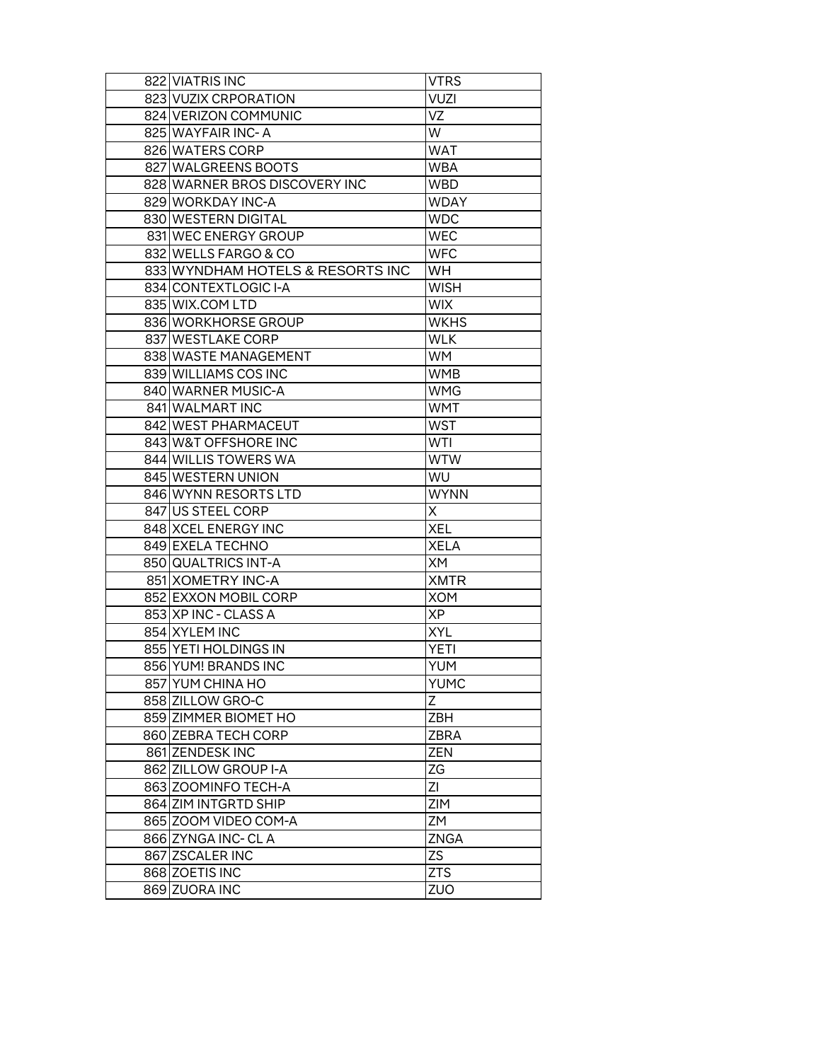| | | |
|---|---|---|
| 822 | VIATRIS INC | VTRS |
| 823 | VUZIX CRPORATION | VUZI |
| 824 | VERIZON COMMUNIC | VZ |
| 825 | WAYFAIR INC- A | W |
| 826 | WATERS CORP | WAT |
| 827 | WALGREENS BOOTS | WBA |
| 828 | WARNER BROS DISCOVERY INC | WBD |
| 829 | WORKDAY INC-A | WDAY |
| 830 | WESTERN DIGITAL | WDC |
| 831 | WEC ENERGY GROUP | WEC |
| 832 | WELLS FARGO & CO | WFC |
| 833 | WYNDHAM HOTELS & RESORTS INC | WH |
| 834 | CONTEXTLOGIC I-A | WISH |
| 835 | WIX.COM LTD | WIX |
| 836 | WORKHORSE GROUP | WKHS |
| 837 | WESTLAKE CORP | WLK |
| 838 | WASTE MANAGEMENT | WM |
| 839 | WILLIAMS COS INC | WMB |
| 840 | WARNER MUSIC-A | WMG |
| 841 | WALMART INC | WMT |
| 842 | WEST PHARMACEUT | WST |
| 843 | W&T OFFSHORE INC | WTI |
| 844 | WILLIS TOWERS WA | WTW |
| 845 | WESTERN UNION | WU |
| 846 | WYNN RESORTS LTD | WYNN |
| 847 | US STEEL CORP | X |
| 848 | XCEL ENERGY INC | XEL |
| 849 | EXELA TECHNO | XELA |
| 850 | QUALTRICS INT-A | XM |
| 851 | XOMETRY INC-A | XMTR |
| 852 | EXXON MOBIL CORP | XOM |
| 853 | XP INC - CLASS A | XP |
| 854 | XYLEM INC | XYL |
| 855 | YETI HOLDINGS IN | YETI |
| 856 | YUM! BRANDS INC | YUM |
| 857 | YUM CHINA HO | YUMC |
| 858 | ZILLOW GRO-C | Z |
| 859 | ZIMMER BIOMET HO | ZBH |
| 860 | ZEBRA TECH CORP | ZBRA |
| 861 | ZENDESK INC | ZEN |
| 862 | ZILLOW GROUP I-A | ZG |
| 863 | ZOOMINFO TECH-A | ZI |
| 864 | ZIM INTGRTD SHIP | ZIM |
| 865 | ZOOM VIDEO COM-A | ZM |
| 866 | ZYNGA INC- CL A | ZNGA |
| 867 | ZSCALER INC | ZS |
| 868 | ZOETIS INC | ZTS |
| 869 | ZUORA INC | ZUO |